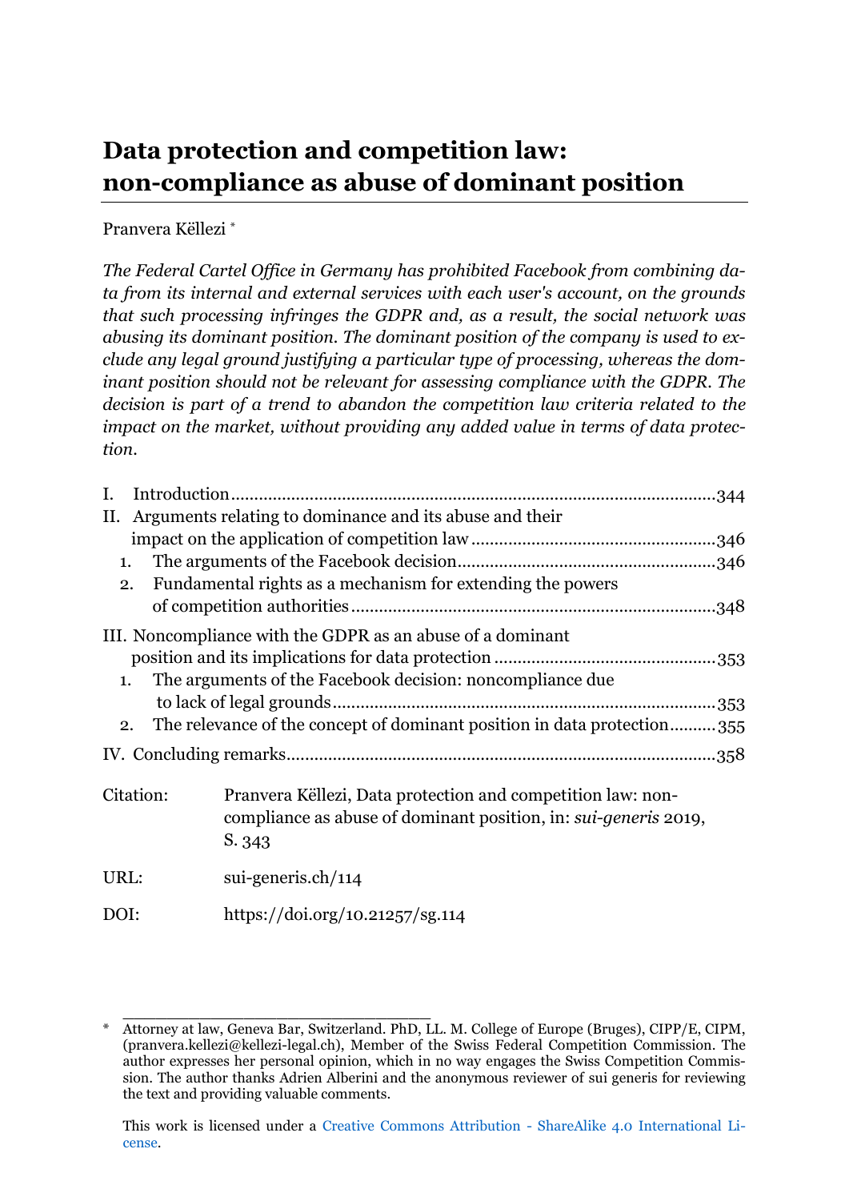# Data protection and competition law: non-compliance as abuse of dominant position

Pranvera Këllezi [*]

*The Federal Cartel Office in Germany has prohibited Facebook from combining data from its internal and external services with each user's account, on the grounds that such processing infringes the GDPR and, as a result, the social network was abusing its dominant position. The dominant position of the company is used to exclude any legal ground justifying a particular type of processing, whereas the dominant position should not be relevant for assessing compliance with the GDPR. The decision is part of a trend to abandon the competition law criteria related to the impact on the market, without providing any added value in terms of data protection.*

I. Introduction ......................................................................................... 344
II. Arguments relating to dominance and its abuse and their impact on the application of competition law ..................................................... 346
  1. The arguments of the Facebook decision ........................................................ 346
  2. Fundamental rights as a mechanism for extending the powers of competition authorities ............................................................................. 348
III. Noncompliance with the GDPR as an abuse of a dominant position and its implications for data protection ............................................... 353
  1. The arguments of the Facebook decision: noncompliance due to lack of legal grounds ..................................................................... 353
  2. The relevance of the concept of dominant position in data protection .......... 355
IV. Concluding remarks ............................................................................. 358

Citation: Pranvera Këllezi, Data protection and competition law: non-compliance as abuse of dominant position, in: *sui-generis* 2019, S. 343

URL: sui-generis.ch/114

DOI: https://doi.org/10.21257/sg.114

---

[*] Attorney at law, Geneva Bar, Switzerland. PhD, LL. M. College of Europe (Bruges), CIPP/E, CIPM, (pranvera.kellezi@kellezi-legal.ch), Member of the Swiss Federal Competition Commission. The author expresses her personal opinion, which in no way engages the Swiss Competition Commission. The author thanks Adrien Alberini and the anonymous reviewer of sui generis for reviewing the text and providing valuable comments.

This work is licensed under a Creative Commons Attribution - ShareAlike 4.0 International License.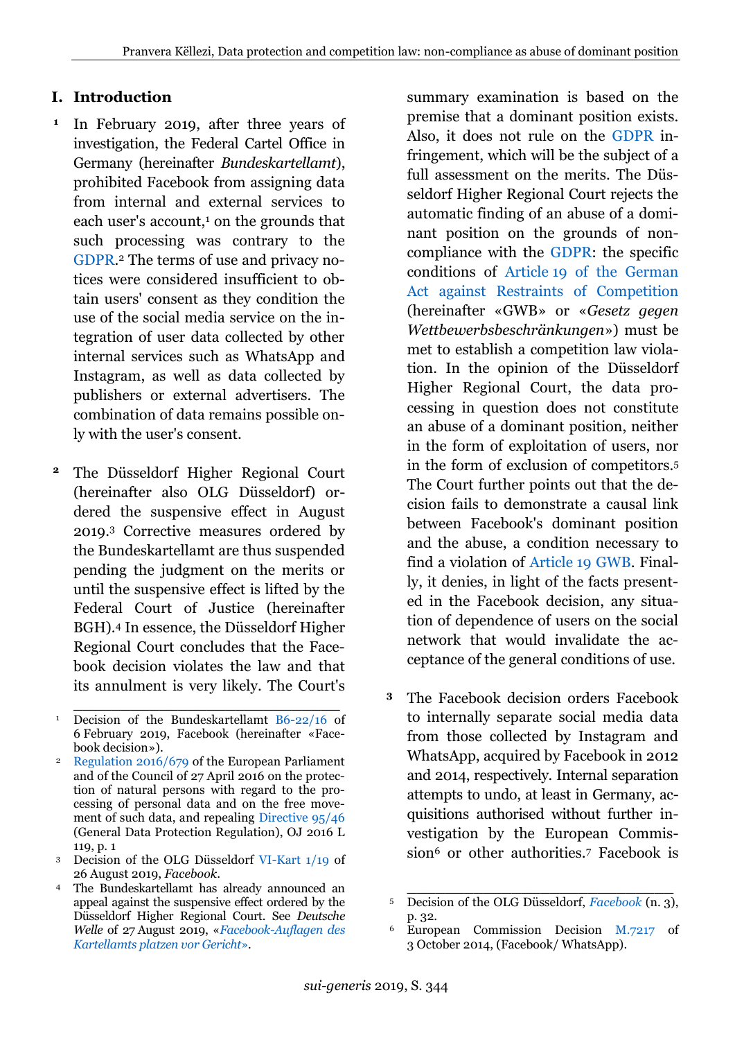## I. Introduction

1 In February 2019, after three years of investigation, the Federal Cartel Office in Germany (hereinafter *Bundeskartellamt*), prohibited Facebook from assigning data from internal and external services to each user's account,[1] on the grounds that such processing was contrary to the GDPR.[2] The terms of use and privacy notices were considered insufficient to obtain users' consent as they condition the use of the social media service on the integration of user data collected by other internal services such as WhatsApp and Instagram, as well as data collected by publishers or external advertisers. The combination of data remains possible only with the user's consent.

2 The Düsseldorf Higher Regional Court (hereinafter also OLG Düsseldorf) ordered the suspensive effect in August 2019.[3] Corrective measures ordered by the Bundeskartellamt are thus suspended pending the judgment on the merits or until the suspensive effect is lifted by the Federal Court of Justice (hereinafter BGH).[4] In essence, the Düsseldorf Higher Regional Court concludes that the Facebook decision violates the law and that its annulment is very likely. The Court's summary examination is based on the premise that a dominant position exists. Also, it does not rule on the GDPR infringement, which will be the subject of a full assessment on the merits. The Düsseldorf Higher Regional Court rejects the automatic finding of an abuse of a dominant position on the grounds of non-compliance with the GDPR: the specific conditions of Article 19 of the German Act against Restraints of Competition (hereinafter «GWB» or «*Gesetz gegen Wettbewerbsbeschränkungen*») must be met to establish a competition law violation. In the opinion of the Düsseldorf Higher Regional Court, the data processing in question does not constitute an abuse of a dominant position, neither in the form of exploitation of users, nor in the form of exclusion of competitors.[5] The Court further points out that the decision fails to demonstrate a causal link between Facebook's dominant position and the abuse, a condition necessary to find a violation of Article 19 GWB. Finally, it denies, in light of the facts presented in the Facebook decision, any situation of dependence of users on the social network that would invalidate the acceptance of the general conditions of use.

3 The Facebook decision orders Facebook to internally separate social media data from those collected by Instagram and WhatsApp, acquired by Facebook in 2012 and 2014, respectively. Internal separation attempts to undo, at least in Germany, acquisitions authorised without further investigation by the European Commission[6] or other authorities.[7] Facebook is

---

[1] Decision of the Bundeskartellamt B6-22/16 of 6 February 2019, Facebook (hereinafter «Facebook decision»).

[2] Regulation 2016/679 of the European Parliament and of the Council of 27 April 2016 on the protection of natural persons with regard to the processing of personal data and on the free movement of such data, and repealing Directive 95/46 (General Data Protection Regulation), OJ 2016 L 119, p. 1

[3] Decision of the OLG Düsseldorf VI-Kart 1/19 of 26 August 2019, *Facebook*.

[4] The Bundeskartellamt has already announced an appeal against the suspensive effect ordered by the Düsseldorf Higher Regional Court. See *Deutsche Welle* of 27 August 2019, «*Facebook-Auflagen des Kartellamts platzen vor Gericht*».

[5] Decision of the OLG Düsseldorf, *Facebook* (n. 3), p. 32.

[6] European Commission Decision M.7217 of 3 October 2014, (Facebook/ WhatsApp).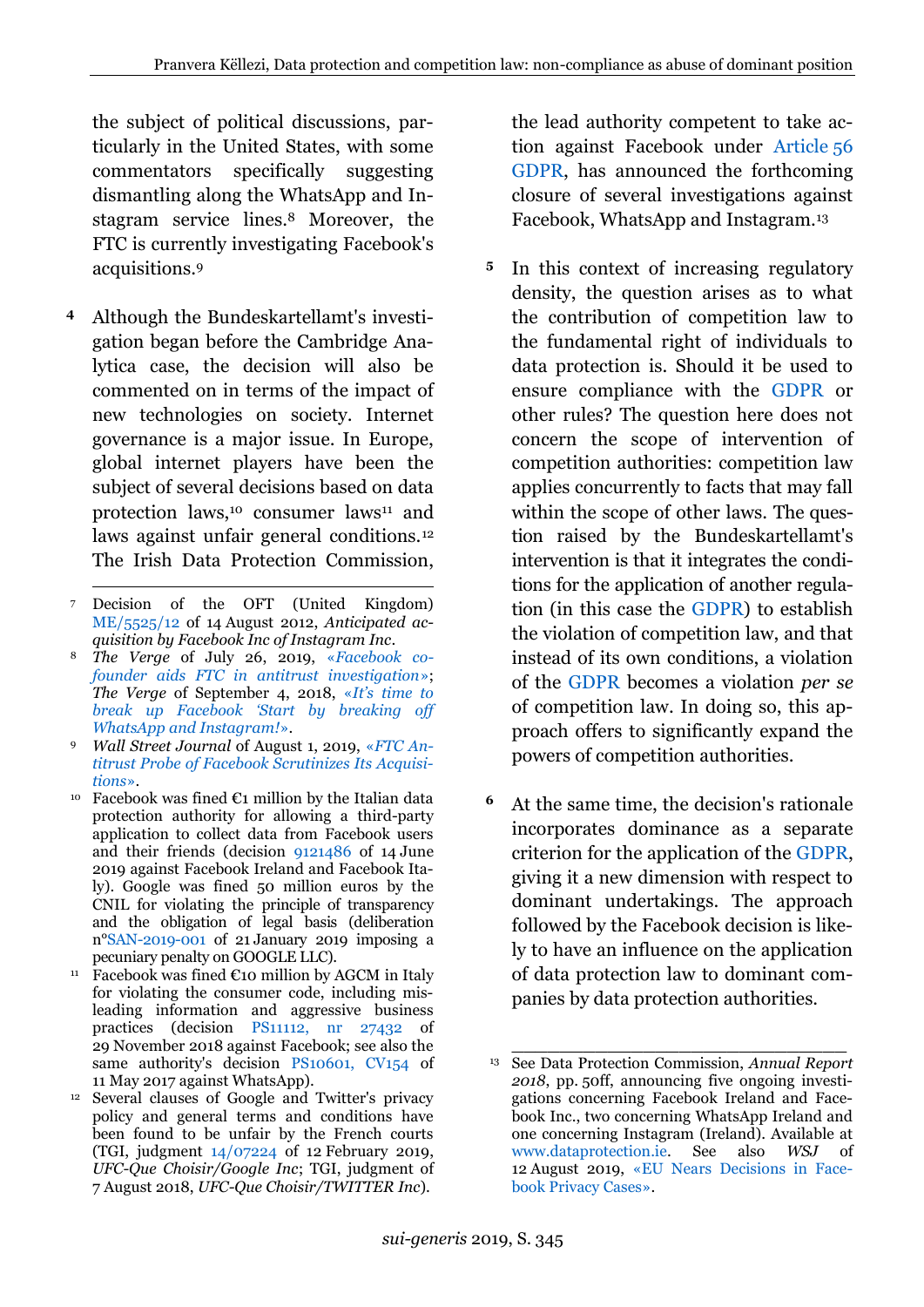the subject of political discussions, particularly in the United States, with some commentators specifically suggesting dismantling along the WhatsApp and Instagram service lines.[8] Moreover, the FTC is currently investigating Facebook's acquisitions.[9]

**4** Although the Bundeskartellamt's investigation began before the Cambridge Analytica case, the decision will also be commented on in terms of the impact of new technologies on society. Internet governance is a major issue. In Europe, global internet players have been the subject of several decisions based on data protection laws,[10] consumer laws[11] and laws against unfair general conditions.[12] The Irish Data Protection Commission, the lead authority competent to take action against Facebook under Article 56 GDPR, has announced the forthcoming closure of several investigations against Facebook, WhatsApp and Instagram.[13]

**5** In this context of increasing regulatory density, the question arises as to what the contribution of competition law to the fundamental right of individuals to data protection is. Should it be used to ensure compliance with the GDPR or other rules? The question here does not concern the scope of intervention of competition authorities: competition law applies concurrently to facts that may fall within the scope of other laws. The question raised by the Bundeskartellamt's intervention is that it integrates the conditions for the application of another regulation (in this case the GDPR) to establish the violation of competition law, and that instead of its own conditions, a violation of the GDPR becomes a violation *per se* of competition law. In doing so, this approach offers to significantly expand the powers of competition authorities.

**6** At the same time, the decision's rationale incorporates dominance as a separate criterion for the application of the GDPR, giving it a new dimension with respect to dominant undertakings. The approach followed by the Facebook decision is likely to have an influence on the application of data protection law to dominant companies by data protection authorities.

---

[7] Decision of the OFT (United Kingdom) ME/5525/12 of 14 August 2012, *Anticipated acquisition by Facebook Inc of Instagram Inc*.

[8] *The Verge* of July 26, 2019, *«Facebook co-founder aids FTC in antitrust investigation»*; *The Verge* of September 4, 2018, *«It's time to break up Facebook 'Start by breaking off WhatsApp and Instagram!»*.

[9] *Wall Street Journal* of August 1, 2019, *«FTC Antitrust Probe of Facebook Scrutinizes Its Acquisitions»*.

[10] Facebook was fined €1 million by the Italian data protection authority for allowing a third-party application to collect data from Facebook users and their friends (decision 9121486 of 14 June 2019 against Facebook Ireland and Facebook Italy). Google was fined 50 million euros by the CNIL for violating the principle of transparency and the obligation of legal basis (deliberation n°SAN-2019-001 of 21 January 2019 imposing a pecuniary penalty on GOOGLE LLC).

[11] Facebook was fined €10 million by AGCM in Italy for violating the consumer code, including misleading information and aggressive business practices (decision PS11112, nr 27432 of 29 November 2018 against Facebook; see also the same authority's decision PS10601, CV154 of 11 May 2017 against WhatsApp).

[12] Several clauses of Google and Twitter's privacy policy and general terms and conditions have been found to be unfair by the French courts (TGI, judgment 14/07224 of 12 February 2019, *UFC-Que Choisir/Google Inc*; TGI, judgment of 7 August 2018, *UFC-Que Choisir/TWITTER Inc*).

[13] See Data Protection Commission, *Annual Report 2018*, pp. 50ff, announcing five ongoing investigations concerning Facebook Ireland and Facebook Inc., two concerning WhatsApp Ireland and one concerning Instagram (Ireland). Available at www.dataprotection.ie. See also *WSJ* of 12 August 2019, «EU Nears Decisions in Facebook Privacy Cases».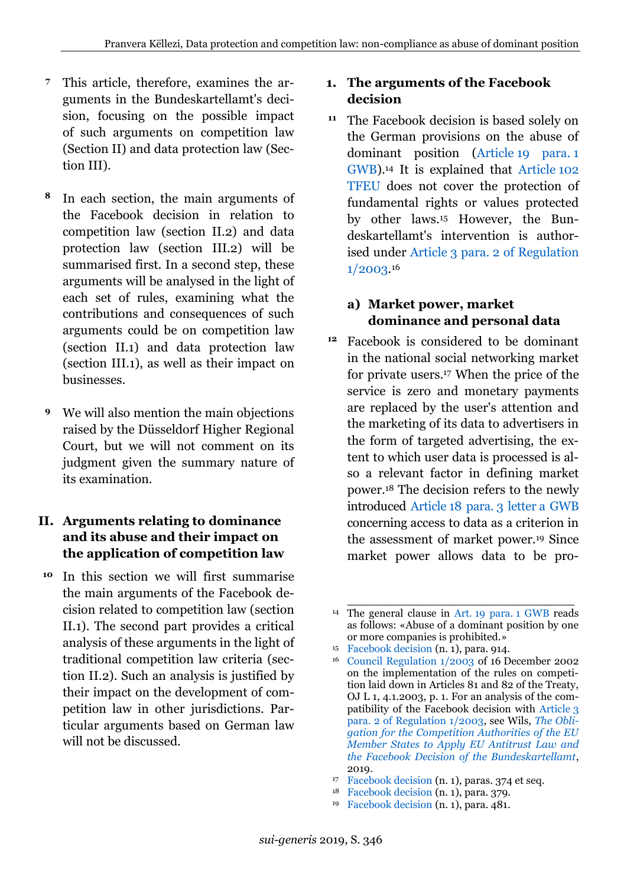7 This article, therefore, examines the arguments in the Bundeskartellamt's decision, focusing on the possible impact of such arguments on competition law (Section II) and data protection law (Section III).

8 In each section, the main arguments of the Facebook decision in relation to competition law (section II.2) and data protection law (section III.2) will be summarised first. In a second step, these arguments will be analysed in the light of each set of rules, examining what the contributions and consequences of such arguments could be on competition law (section II.1) and data protection law (section III.1), as well as their impact on businesses.

9 We will also mention the main objections raised by the Düsseldorf Higher Regional Court, but we will not comment on its judgment given the summary nature of its examination.

## II. Arguments relating to dominance and its abuse and their impact on the application of competition law

10 In this section we will first summarise the main arguments of the Facebook decision related to competition law (section II.1). The second part provides a critical analysis of these arguments in the light of traditional competition law criteria (section II.2). Such an analysis is justified by their impact on the development of competition law in other jurisdictions. Particular arguments based on German law will not be discussed.

### 1. The arguments of the Facebook decision

11 The Facebook decision is based solely on the German provisions on the abuse of dominant position (Article 19 para. 1 GWB).[14] It is explained that Article 102 TFEU does not cover the protection of fundamental rights or values protected by other laws.[15] However, the Bundeskartellamt's intervention is authorised under Article 3 para. 2 of Regulation 1/2003.[16]

#### a) Market power, market dominance and personal data

12 Facebook is considered to be dominant in the national social networking market for private users.[17] When the price of the service is zero and monetary payments are replaced by the user's attention and the marketing of its data to advertisers in the form of targeted advertising, the extent to which user data is processed is also a relevant factor in defining market power.[18] The decision refers to the newly introduced Article 18 para. 3 letter a GWB concerning access to data as a criterion in the assessment of market power.[19] Since market power allows data to be pro-

---

[14] The general clause in Art. 19 para. 1 GWB reads as follows: «Abuse of a dominant position by one or more companies is prohibited.»

[15] Facebook decision (n. 1), para. 914.

[16] Council Regulation 1/2003 of 16 December 2002 on the implementation of the rules on competition laid down in Articles 81 and 82 of the Treaty, OJ L 1, 4.1.2003, p. 1. For an analysis of the compatibility of the Facebook decision with Article 3 para. 2 of Regulation 1/2003, see Wils, *The Obligation for the Competition Authorities of the EU Member States to Apply EU Antitrust Law and the Facebook Decision of the Bundeskartellamt*, 2019.

[17] Facebook decision (n. 1), paras. 374 et seq.

[18] Facebook decision (n. 1), para. 379.

[19] Facebook decision (n. 1), para. 481.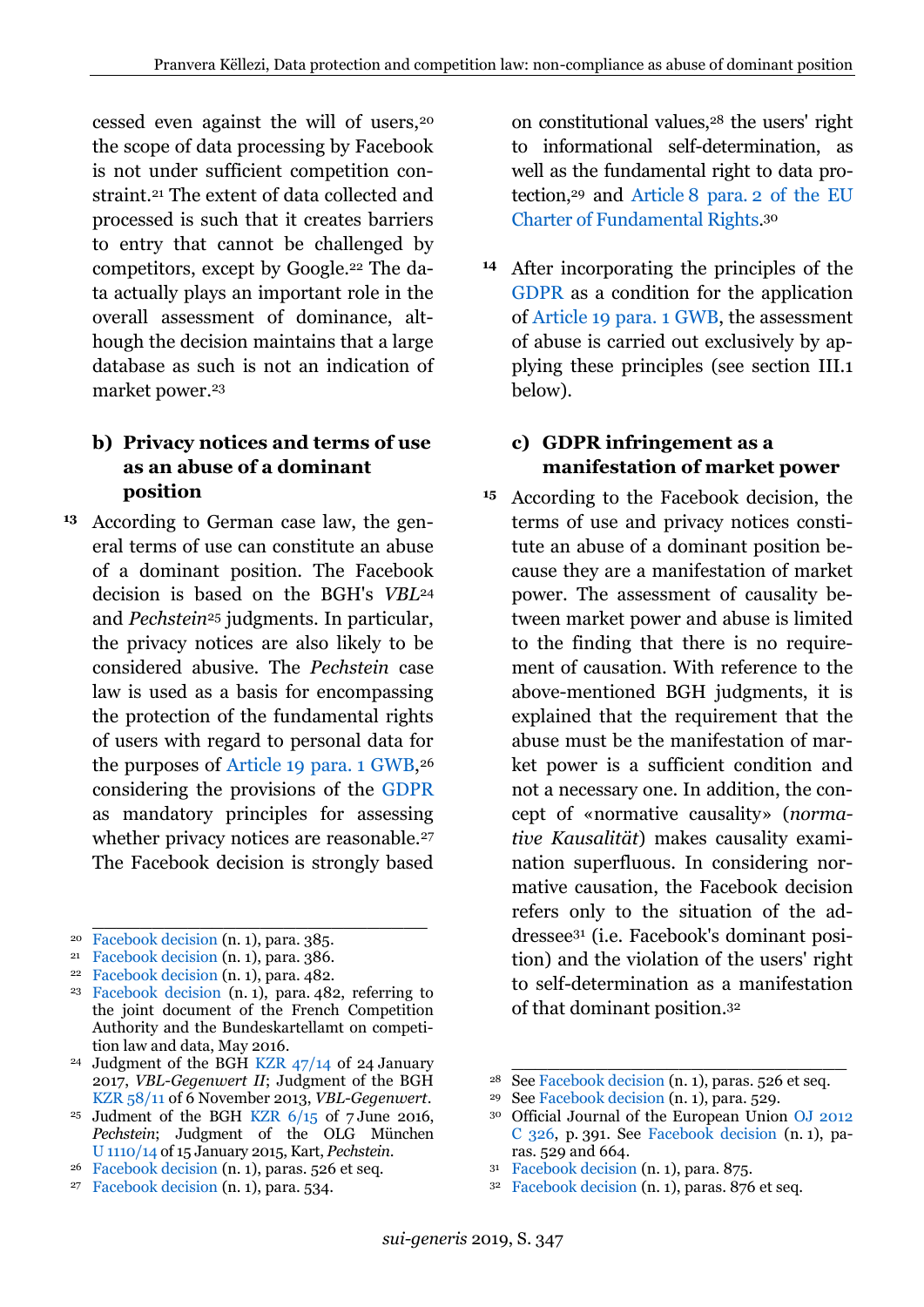cessed even against the will of users,[20] the scope of data processing by Facebook is not under sufficient competition constraint.[21] The extent of data collected and processed is such that it creates barriers to entry that cannot be challenged by competitors, except by Google.[22] The data actually plays an important role in the overall assessment of dominance, although the decision maintains that a large database as such is not an indication of market power.[23]

### b) Privacy notices and terms of use as an abuse of a dominant position

**13** According to German case law, the general terms of use can constitute an abuse of a dominant position. The Facebook decision is based on the BGH's *VBL*[24] and *Pechstein*[25] judgments. In particular, the privacy notices are also likely to be considered abusive. The *Pechstein* case law is used as a basis for encompassing the protection of the fundamental rights of users with regard to personal data for the purposes of Article 19 para. 1 GWB,[26] considering the provisions of the GDPR as mandatory principles for assessing whether privacy notices are reasonable.[27] The Facebook decision is strongly based on constitutional values,[28] the users' right to informational self-determination, as well as the fundamental right to data protection,[29] and Article 8 para. 2 of the EU Charter of Fundamental Rights.[30]

**14** After incorporating the principles of the GDPR as a condition for the application of Article 19 para. 1 GWB, the assessment of abuse is carried out exclusively by applying these principles (see section III.1 below).

### c) GDPR infringement as a manifestation of market power

**15** According to the Facebook decision, the terms of use and privacy notices constitute an abuse of a dominant position because they are a manifestation of market power. The assessment of causality between market power and abuse is limited to the finding that there is no requirement of causation. With reference to the above-mentioned BGH judgments, it is explained that the requirement that the abuse must be the manifestation of market power is a sufficient condition and not a necessary one. In addition, the concept of «normative causality» (*normative Kausalität*) makes causality examination superfluous. In considering normative causation, the Facebook decision refers only to the situation of the addressee[31] (i.e. Facebook's dominant position) and the violation of the users' right to self-determination as a manifestation of that dominant position.[32]

---

[20] Facebook decision (n. 1), para. 385.

[21] Facebook decision (n. 1), para. 386.

[22] Facebook decision (n. 1), para. 482.

[23] Facebook decision (n. 1), para. 482, referring to the joint document of the French Competition Authority and the Bundeskartellamt on competition law and data, May 2016.

[24] Judgment of the BGH KZR 47/14 of 24 January 2017, *VBL-Gegenwert II*; Judgment of the BGH KZR 58/11 of 6 November 2013, *VBL-Gegenwert*.

[25] Judment of the BGH KZR 6/15 of 7 June 2016, *Pechstein*; Judgment of the OLG München U 1110/14 of 15 January 2015, Kart, *Pechstein*.

[26] Facebook decision (n. 1), paras. 526 et seq.

[27] Facebook decision (n. 1), para. 534.

[28] See Facebook decision (n. 1), paras. 526 et seq.

[29] See Facebook decision (n. 1), para. 529.

[30] Official Journal of the European Union OJ 2012 C 326, p. 391. See Facebook decision (n. 1), paras. 529 and 664.

[31] Facebook decision (n. 1), para. 875.

[32] Facebook decision (n. 1), paras. 876 et seq.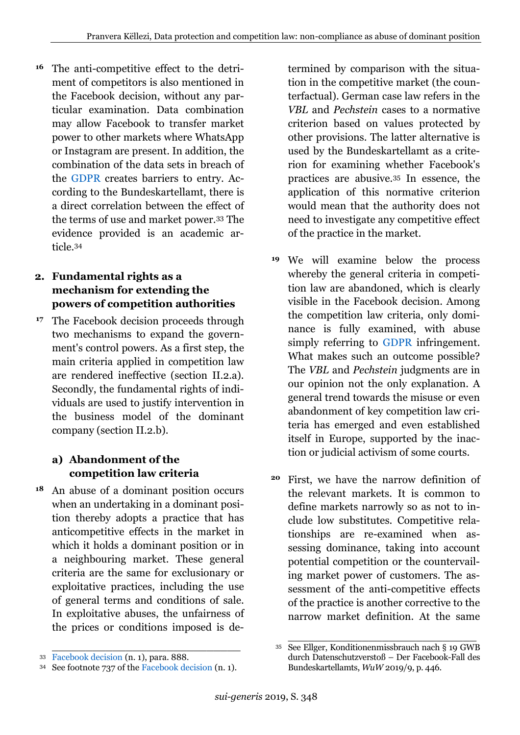16 The anti-competitive effect to the detriment of competitors is also mentioned in the Facebook decision, without any particular examination. Data combination may allow Facebook to transfer market power to other markets where WhatsApp or Instagram are present. In addition, the combination of the data sets in breach of the GDPR creates barriers to entry. According to the Bundeskartellamt, there is a direct correlation between the effect of the terms of use and market power.[33] The evidence provided is an academic article.[34]

## 2. Fundamental rights as a mechanism for extending the powers of competition authorities

17 The Facebook decision proceeds through two mechanisms to expand the government's control powers. As a first step, the main criteria applied in competition law are rendered ineffective (section II.2.a). Secondly, the fundamental rights of individuals are used to justify intervention in the business model of the dominant company (section II.2.b).

### a) Abandonment of the competition law criteria

18 An abuse of a dominant position occurs when an undertaking in a dominant position thereby adopts a practice that has anticompetitive effects in the market in which it holds a dominant position or in a neighbouring market. These general criteria are the same for exclusionary or exploitative practices, including the use of general terms and conditions of sale. In exploitative abuses, the unfairness of the prices or conditions imposed is determined by comparison with the situation in the competitive market (the counterfactual). German case law refers in the *VBL* and *Pechstein* cases to a normative criterion based on values protected by other provisions. The latter alternative is used by the Bundeskartellamt as a criterion for examining whether Facebook's practices are abusive.[35] In essence, the application of this normative criterion would mean that the authority does not need to investigate any competitive effect of the practice in the market.

19 We will examine below the process whereby the general criteria in competition law are abandoned, which is clearly visible in the Facebook decision. Among the competition law criteria, only dominance is fully examined, with abuse simply referring to GDPR infringement. What makes such an outcome possible? The *VBL* and *Pechstein* judgments are in our opinion not the only explanation. A general trend towards the misuse or even abandonment of key competition law criteria has emerged and even established itself in Europe, supported by the inaction or judicial activism of some courts.

20 First, we have the narrow definition of the relevant markets. It is common to define markets narrowly so as not to include low substitutes. Competitive relationships are re-examined when assessing dominance, taking into account potential competition or the countervailing market power of customers. The assessment of the anti-competitive effects of the practice is another corrective to the narrow market definition. At the same

---

33 Facebook decision (n. 1), para. 888.

34 See footnote 737 of the Facebook decision (n. 1).

35 See Ellger, Konditionenmissbrauch nach § 19 GWB durch Datenschutzverstoß – Der Facebook-Fall des Bundeskartellamts, *WuW* 2019/9, p. 446.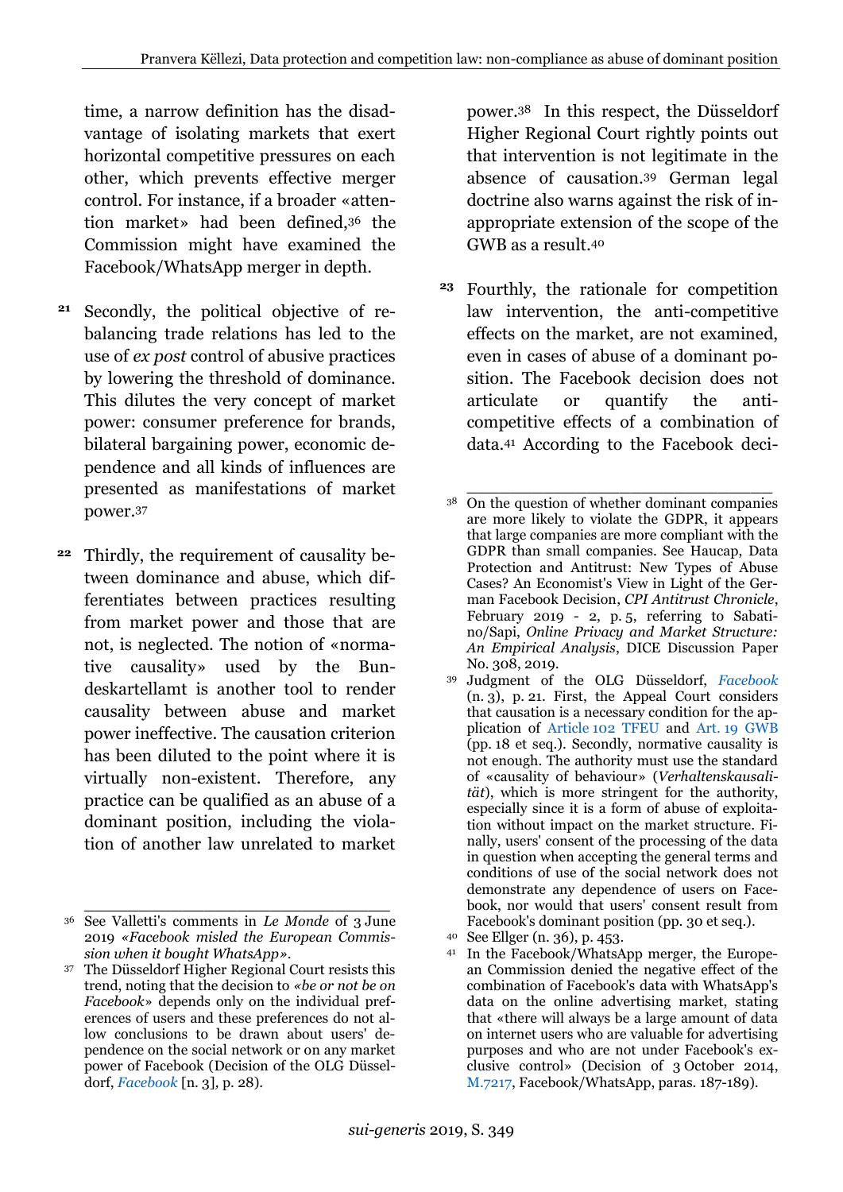time, a narrow definition has the disadvantage of isolating markets that exert horizontal competitive pressures on each other, which prevents effective merger control. For instance, if a broader «attention market» had been defined,[36] the Commission might have examined the Facebook/WhatsApp merger in depth.

**21** Secondly, the political objective of rebalancing trade relations has led to the use of *ex post* control of abusive practices by lowering the threshold of dominance. This dilutes the very concept of market power: consumer preference for brands, bilateral bargaining power, economic dependence and all kinds of influences are presented as manifestations of market power.[37]

**22** Thirdly, the requirement of causality between dominance and abuse, which differentiates between practices resulting from market power and those that are not, is neglected. The notion of «normative causality» used by the Bundeskartellamt is another tool to render causality between abuse and market power ineffective. The causation criterion has been diluted to the point where it is virtually non-existent. Therefore, any practice can be qualified as an abuse of a dominant position, including the violation of another law unrelated to market power.[38] In this respect, the Düsseldorf Higher Regional Court rightly points out that intervention is not legitimate in the absence of causation.[39] German legal doctrine also warns against the risk of inappropriate extension of the scope of the GWB as a result.[40]

**23** Fourthly, the rationale for competition law intervention, the anti-competitive effects on the market, are not examined, even in cases of abuse of a dominant position. The Facebook decision does not articulate or quantify the anti-competitive effects of a combination of data.[41] According to the Facebook deci-

---

[36] See Valletti's comments in *Le Monde* of 3 June 2019 *«Facebook misled the European Commission when it bought WhatsApp»*.

[37] The Düsseldorf Higher Regional Court resists this trend, noting that the decision to *«be or not be on Facebook»* depends only on the individual preferences of users and these preferences do not allow conclusions to be drawn about users' dependence on the social network or on any market power of Facebook (Decision of the OLG Düsseldorf, *Facebook* [n. 3], p. 28).

[38] On the question of whether dominant companies are more likely to violate the GDPR, it appears that large companies are more compliant with the GDPR than small companies. See Haucap, Data Protection and Antitrust: New Types of Abuse Cases? An Economist's View in Light of the German Facebook Decision, *CPI Antitrust Chronicle*, February 2019 - 2, p. 5, referring to Sabatino/Sapi, *Online Privacy and Market Structure: An Empirical Analysis*, DICE Discussion Paper No. 308, 2019.

[39] Judgment of the OLG Düsseldorf, *Facebook* (n. 3), p. 21. First, the Appeal Court considers that causation is a necessary condition for the application of Article 102 TFEU and Art. 19 GWB (pp. 18 et seq.). Secondly, normative causality is not enough. The authority must use the standard of «causality of behaviour» (*Verhaltenskausalität*), which is more stringent for the authority, especially since it is a form of abuse of exploitation without impact on the market structure. Finally, users' consent of the processing of the data in question when accepting the general terms and conditions of use of the social network does not demonstrate any dependence of users on Facebook, nor would that users' consent result from Facebook's dominant position (pp. 30 et seq.).

[40] See Ellger (n. 36), p. 453.

[41] In the Facebook/WhatsApp merger, the European Commission denied the negative effect of the combination of Facebook's data with WhatsApp's data on the online advertising market, stating that «there will always be a large amount of data on internet users who are valuable for advertising purposes and who are not under Facebook's exclusive control» (Decision of 3 October 2014, M.7217, Facebook/WhatsApp, paras. 187-189).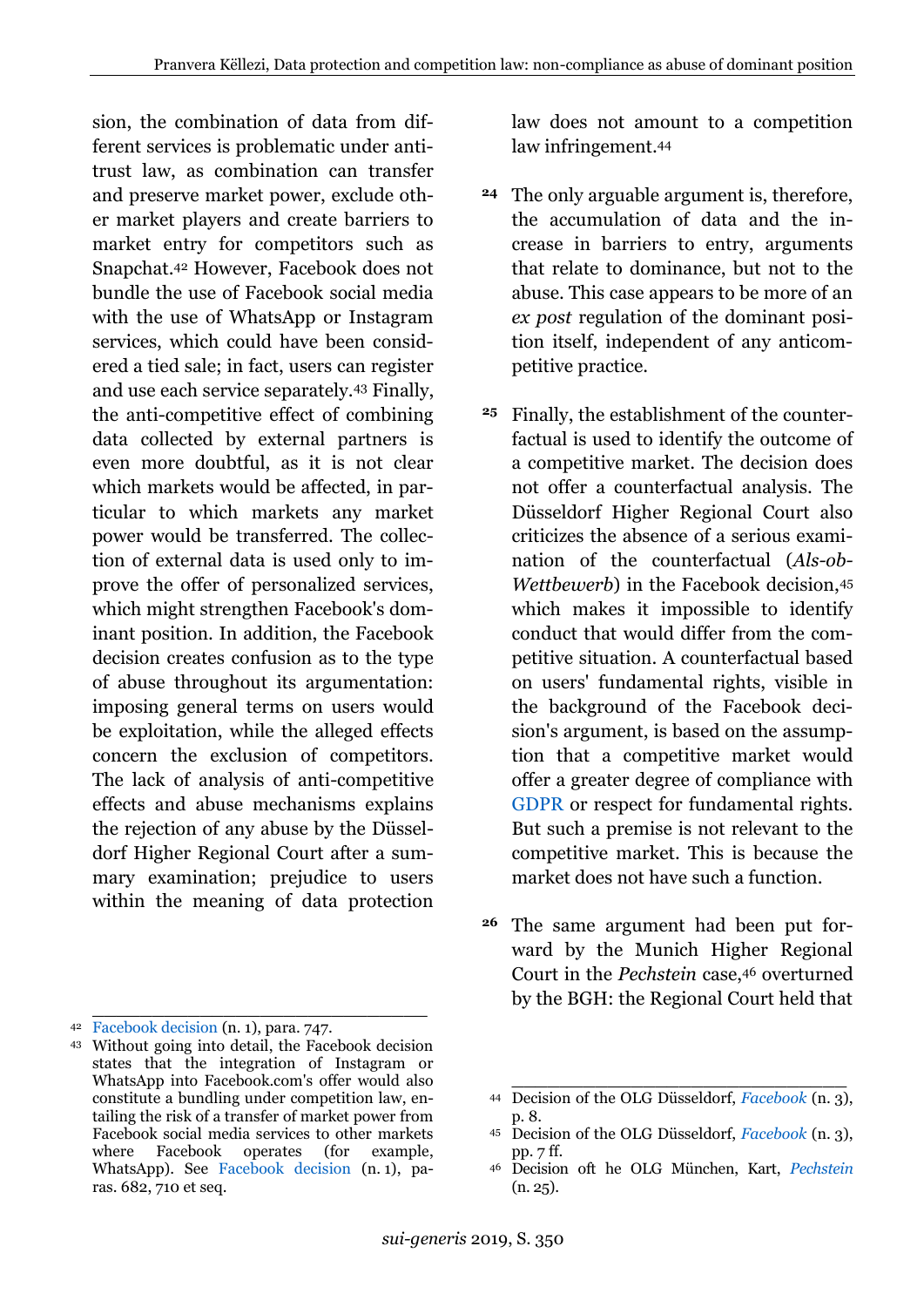sion, the combination of data from different services is problematic under antitrust law, as combination can transfer and preserve market power, exclude other market players and create barriers to market entry for competitors such as Snapchat.[42] However, Facebook does not bundle the use of Facebook social media with the use of WhatsApp or Instagram services, which could have been considered a tied sale; in fact, users can register and use each service separately.[43] Finally, the anti-competitive effect of combining data collected by external partners is even more doubtful, as it is not clear which markets would be affected, in particular to which markets any market power would be transferred. The collection of external data is used only to improve the offer of personalized services, which might strengthen Facebook's dominant position. In addition, the Facebook decision creates confusion as to the type of abuse throughout its argumentation: imposing general terms on users would be exploitation, while the alleged effects concern the exclusion of competitors. The lack of analysis of anti-competitive effects and abuse mechanisms explains the rejection of any abuse by the Düsseldorf Higher Regional Court after a summary examination; prejudice to users within the meaning of data protection law does not amount to a competition law infringement.[44]

**24** The only arguable argument is, therefore, the accumulation of data and the increase in barriers to entry, arguments that relate to dominance, but not to the abuse. This case appears to be more of an *ex post* regulation of the dominant position itself, independent of any anticompetitive practice.

**25** Finally, the establishment of the counterfactual is used to identify the outcome of a competitive market. The decision does not offer a counterfactual analysis. The Düsseldorf Higher Regional Court also criticizes the absence of a serious examination of the counterfactual (*Als-ob-Wettbewerb*) in the Facebook decision,[45] which makes it impossible to identify conduct that would differ from the competitive situation. A counterfactual based on users' fundamental rights, visible in the background of the Facebook decision's argument, is based on the assumption that a competitive market would offer a greater degree of compliance with GDPR or respect for fundamental rights. But such a premise is not relevant to the competitive market. This is because the market does not have such a function.

**26** The same argument had been put forward by the Munich Higher Regional Court in the *Pechstein* case,[46] overturned by the BGH: the Regional Court held that

---

[42] Facebook decision (n. 1), para. 747.

[43] Without going into detail, the Facebook decision states that the integration of Instagram or WhatsApp into Facebook.com's offer would also constitute a bundling under competition law, entailing the risk of a transfer of market power from Facebook social media services to other markets where Facebook operates (for example, WhatsApp). See Facebook decision (n. 1), paras. 682, 710 et seq.

[44] Decision of the OLG Düsseldorf, *Facebook* (n. 3), p. 8.

[45] Decision of the OLG Düsseldorf, *Facebook* (n. 3), pp. 7 ff.

[46] Decision oft he OLG München, Kart, *Pechstein* (n. 25).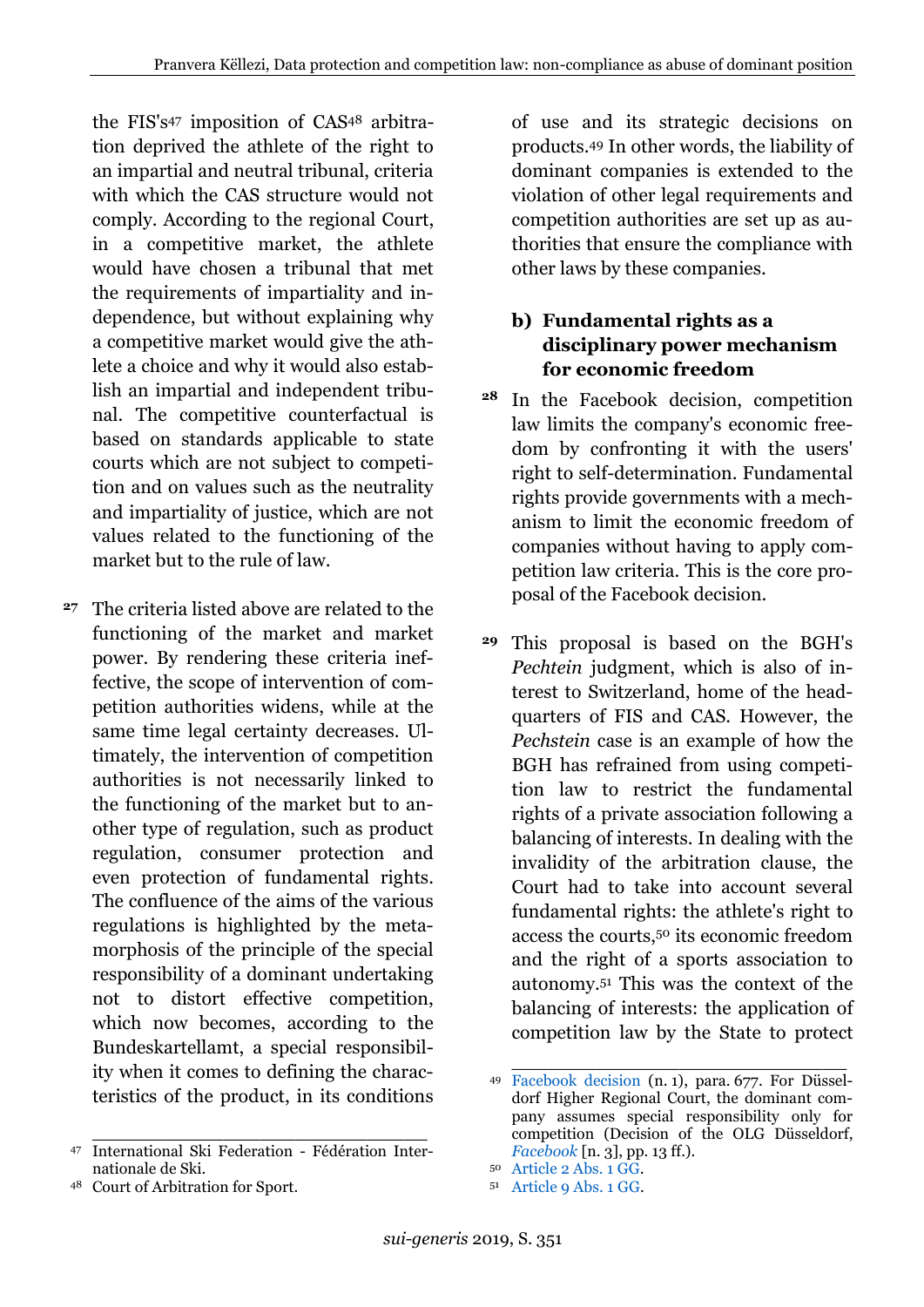the FIS's[47] imposition of CAS[48] arbitration deprived the athlete of the right to an impartial and neutral tribunal, criteria with which the CAS structure would not comply. According to the regional Court, in a competitive market, the athlete would have chosen a tribunal that met the requirements of impartiality and independence, but without explaining why a competitive market would give the athlete a choice and why it would also establish an impartial and independent tribunal. The competitive counterfactual is based on standards applicable to state courts which are not subject to competition and on values such as the neutrality and impartiality of justice, which are not values related to the functioning of the market but to the rule of law.

**27** The criteria listed above are related to the functioning of the market and market power. By rendering these criteria ineffective, the scope of intervention of competition authorities widens, while at the same time legal certainty decreases. Ultimately, the intervention of competition authorities is not necessarily linked to the functioning of the market but to another type of regulation, such as product regulation, consumer protection and even protection of fundamental rights. The confluence of the aims of the various regulations is highlighted by the metamorphosis of the principle of the special responsibility of a dominant undertaking not to distort effective competition, which now becomes, according to the Bundeskartellamt, a special responsibility when it comes to defining the characteristics of the product, in its conditions of use and its strategic decisions on products.[49] In other words, the liability of dominant companies is extended to the violation of other legal requirements and competition authorities are set up as authorities that ensure the compliance with other laws by these companies.

### b) Fundamental rights as a disciplinary power mechanism for economic freedom

**28** In the Facebook decision, competition law limits the company's economic freedom by confronting it with the users' right to self-determination. Fundamental rights provide governments with a mechanism to limit the economic freedom of companies without having to apply competition law criteria. This is the core proposal of the Facebook decision.

**29** This proposal is based on the BGH's *Pechtein* judgment, which is also of interest to Switzerland, home of the headquarters of FIS and CAS. However, the *Pechstein* case is an example of how the BGH has refrained from using competition law to restrict the fundamental rights of a private association following a balancing of interests. In dealing with the invalidity of the arbitration clause, the Court had to take into account several fundamental rights: the athlete's right to access the courts,[50] its economic freedom and the right of a sports association to autonomy.[51] This was the context of the balancing of interests: the application of competition law by the State to protect

---

[47] International Ski Federation - Fédération Internationale de Ski.

[48] Court of Arbitration for Sport.

[49] Facebook decision (n. 1), para. 677. For Düsseldorf Higher Regional Court, the dominant company assumes special responsibility only for competition (Decision of the OLG Düsseldorf, *Facebook* [n. 3], pp. 13 ff.).

[50] Article 2 Abs. 1 GG.

[51] Article 9 Abs. 1 GG.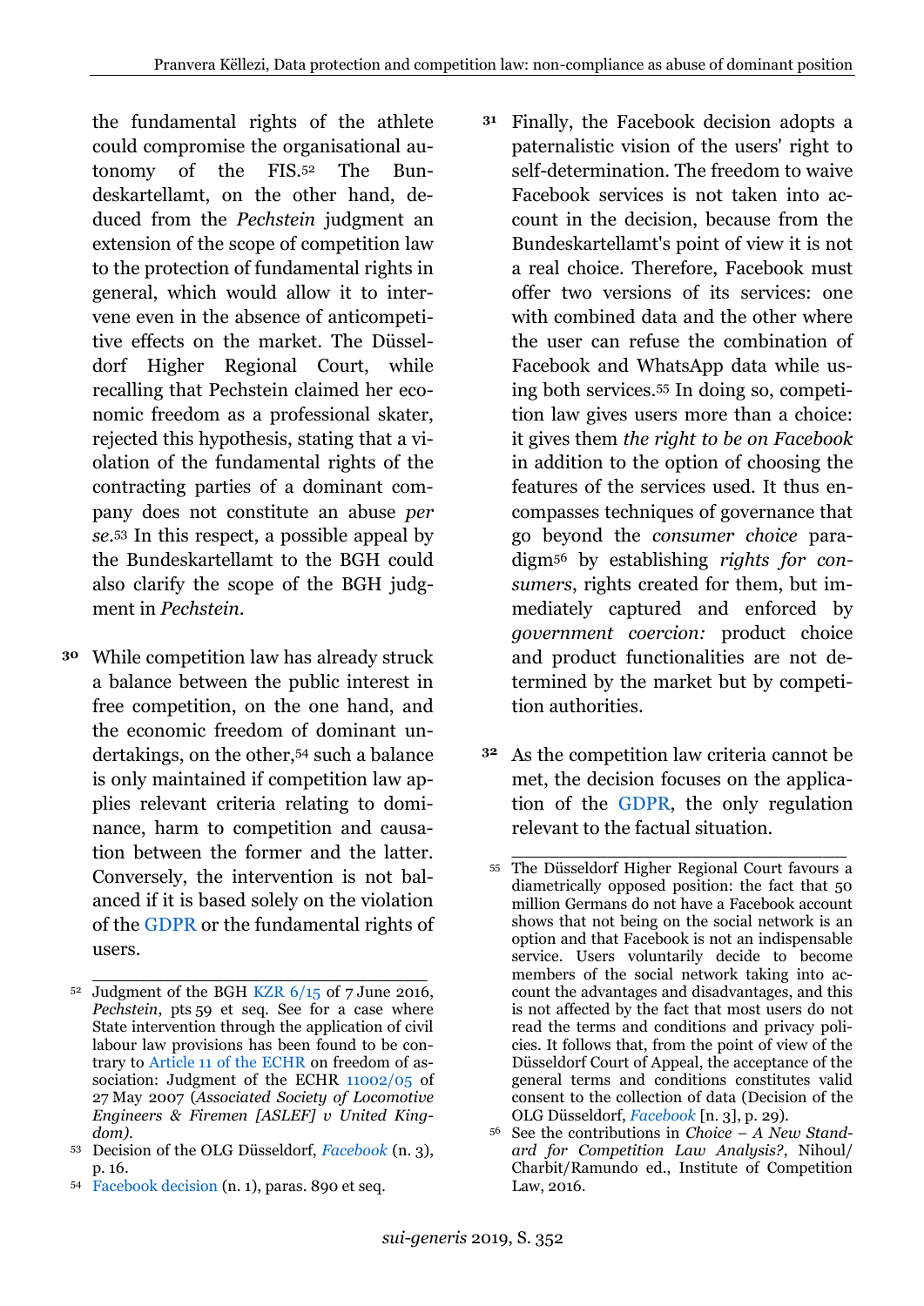the fundamental rights of the athlete could compromise the organisational autonomy of the FIS.[52] The Bundeskartellamt, on the other hand, deduced from the *Pechstein* judgment an extension of the scope of competition law to the protection of fundamental rights in general, which would allow it to intervene even in the absence of anticompetitive effects on the market. The Düsseldorf Higher Regional Court, while recalling that Pechstein claimed her economic freedom as a professional skater, rejected this hypothesis, stating that a violation of the fundamental rights of the contracting parties of a dominant company does not constitute an abuse *per se*.[53] In this respect, a possible appeal by the Bundeskartellamt to the BGH could also clarify the scope of the BGH judgment in *Pechstein*.

**30** While competition law has already struck a balance between the public interest in free competition, on the one hand, and the economic freedom of dominant undertakings, on the other,[54] such a balance is only maintained if competition law applies relevant criteria relating to dominance, harm to competition and causation between the former and the latter. Conversely, the intervention is not balanced if it is based solely on the violation of the GDPR or the fundamental rights of users.

**31** Finally, the Facebook decision adopts a paternalistic vision of the users' right to self-determination. The freedom to waive Facebook services is not taken into account in the decision, because from the Bundeskartellamt's point of view it is not a real choice. Therefore, Facebook must offer two versions of its services: one with combined data and the other where the user can refuse the combination of Facebook and WhatsApp data while using both services.[55] In doing so, competition law gives users more than a choice: it gives them *the right to be on Facebook* in addition to the option of choosing the features of the services used. It thus encompasses techniques of governance that go beyond the *consumer choice* paradigm[56] by establishing *rights for consumers*, rights created for them, but immediately captured and enforced by *government coercion:* product choice and product functionalities are not determined by the market but by competition authorities.

**32** As the competition law criteria cannot be met, the decision focuses on the application of the GDPR, the only regulation relevant to the factual situation.

---

[52] Judgment of the BGH KZR 6/15 of 7 June 2016, *Pechstein*, pts 59 et seq. See for a case where State intervention through the application of civil labour law provisions has been found to be contrary to Article 11 of the ECHR on freedom of association: Judgment of the ECHR 11002/05 of 27 May 2007 (*Associated Society of Locomotive Engineers & Firemen [ASLEF] v United Kingdom)*.

[53] Decision of the OLG Düsseldorf, *Facebook* (n. 3), p. 16.

[54] Facebook decision (n. 1), paras. 890 et seq.

[55] The Düsseldorf Higher Regional Court favours a diametrically opposed position: the fact that 50 million Germans do not have a Facebook account shows that not being on the social network is an option and that Facebook is not an indispensable service. Users voluntarily decide to become members of the social network taking into account the advantages and disadvantages, and this is not affected by the fact that most users do not read the terms and conditions and privacy policies. It follows that, from the point of view of the Düsseldorf Court of Appeal, the acceptance of the general terms and conditions constitutes valid consent to the collection of data (Decision of the OLG Düsseldorf, *Facebook* [n. 3], p. 29).

[56] See the contributions in *Choice – A New Standard for Competition Law Analysis?*, Nihoul/ Charbit/Ramundo ed., Institute of Competition Law, 2016.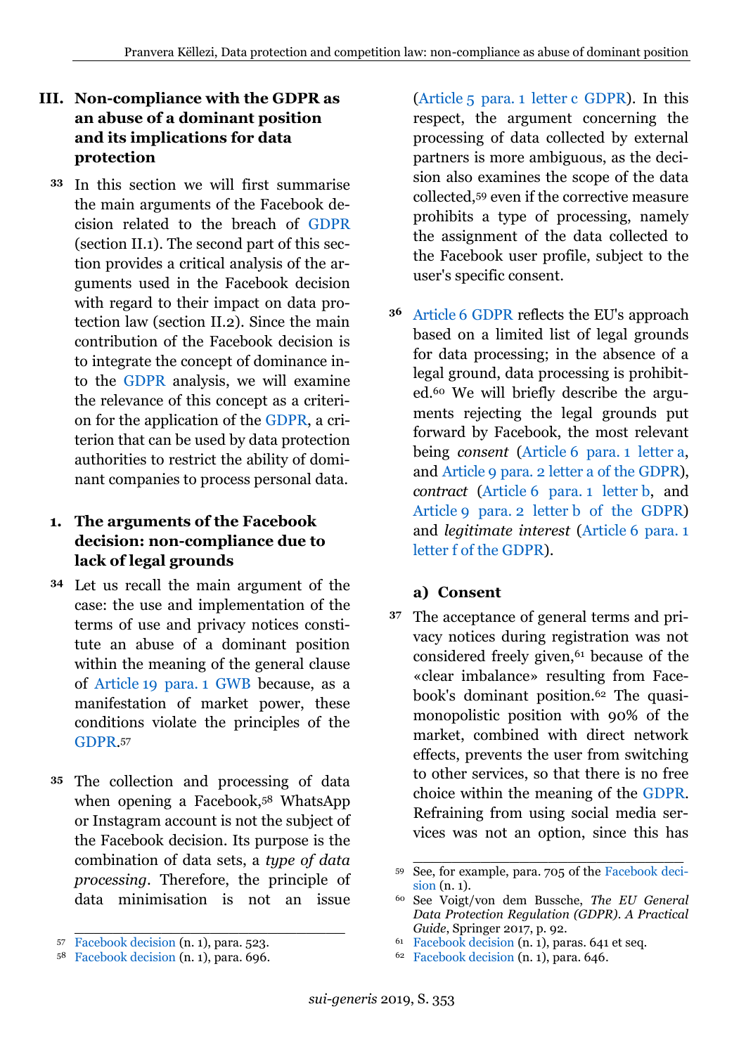## III. Non-compliance with the GDPR as an abuse of a dominant position and its implications for data protection

**33** In this section we will first summarise the main arguments of the Facebook decision related to the breach of GDPR (section II.1). The second part of this section provides a critical analysis of the arguments used in the Facebook decision with regard to their impact on data protection law (section II.2). Since the main contribution of the Facebook decision is to integrate the concept of dominance into the GDPR analysis, we will examine the relevance of this concept as a criterion for the application of the GDPR, a criterion that can be used by data protection authorities to restrict the ability of dominant companies to process personal data.

### 1. The arguments of the Facebook decision: non-compliance due to lack of legal grounds

**34** Let us recall the main argument of the case: the use and implementation of the terms of use and privacy notices constitute an abuse of a dominant position within the meaning of the general clause of Article 19 para. 1 GWB because, as a manifestation of market power, these conditions violate the principles of the GDPR.[57]

**35** The collection and processing of data when opening a Facebook,[58] WhatsApp or Instagram account is not the subject of the Facebook decision. Its purpose is the combination of data sets, a *type of data processing*. Therefore, the principle of data minimisation is not an issue (Article 5 para. 1 letter c GDPR). In this respect, the argument concerning the processing of data collected by external partners is more ambiguous, as the decision also examines the scope of the data collected,[59] even if the corrective measure prohibits a type of processing, namely the assignment of the data collected to the Facebook user profile, subject to the user's specific consent.

**36** Article 6 GDPR reflects the EU's approach based on a limited list of legal grounds for data processing; in the absence of a legal ground, data processing is prohibited.[60] We will briefly describe the arguments rejecting the legal grounds put forward by Facebook, the most relevant being *consent* (Article 6 para. 1 letter a, and Article 9 para. 2 letter a of the GDPR), *contract* (Article 6 para. 1 letter b, and Article 9 para. 2 letter b of the GDPR) and *legitimate interest* (Article 6 para. 1 letter f of the GDPR).

#### a) Consent

**37** The acceptance of general terms and privacy notices during registration was not considered freely given,[61] because of the «clear imbalance» resulting from Facebook's dominant position.[62] The quasi-monopolistic position with 90% of the market, combined with direct network effects, prevents the user from switching to other services, so that there is no free choice within the meaning of the GDPR. Refraining from using social media services was not an option, since this has

---

[57] Facebook decision (n. 1), para. 523.

[58] Facebook decision (n. 1), para. 696.

[59] See, for example, para. 705 of the Facebook decision (n. 1).

[60] See Voigt/von dem Bussche, *The EU General Data Protection Regulation (GDPR). A Practical Guide*, Springer 2017, p. 92.

[61] Facebook decision (n. 1), paras. 641 et seq.

[62] Facebook decision (n. 1), para. 646.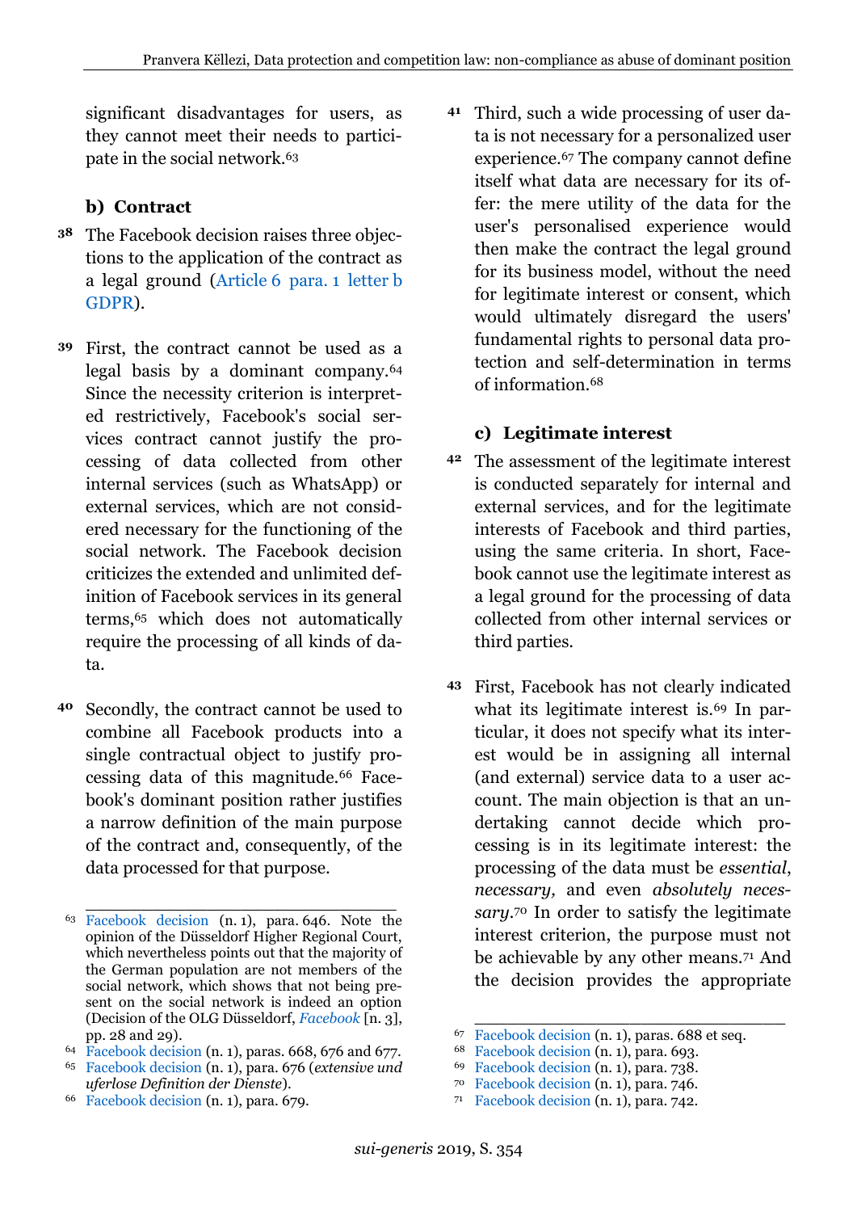significant disadvantages for users, as they cannot meet their needs to participate in the social network.[63]

### b) Contract

**38** The Facebook decision raises three objections to the application of the contract as a legal ground (Article 6 para. 1 letter b GDPR).

**39** First, the contract cannot be used as a legal basis by a dominant company.[64] Since the necessity criterion is interpreted restrictively, Facebook's social services contract cannot justify the processing of data collected from other internal services (such as WhatsApp) or external services, which are not considered necessary for the functioning of the social network. The Facebook decision criticizes the extended and unlimited definition of Facebook services in its general terms,[65] which does not automatically require the processing of all kinds of data.

**40** Secondly, the contract cannot be used to combine all Facebook products into a single contractual object to justify processing data of this magnitude.[66] Facebook's dominant position rather justifies a narrow definition of the main purpose of the contract and, consequently, of the data processed for that purpose.

**41** Third, such a wide processing of user data is not necessary for a personalized user experience.[67] The company cannot define itself what data are necessary for its offer: the mere utility of the data for the user's personalised experience would then make the contract the legal ground for its business model, without the need for legitimate interest or consent, which would ultimately disregard the users' fundamental rights to personal data protection and self-determination in terms of information.[68]

### c) Legitimate interest

**42** The assessment of the legitimate interest is conducted separately for internal and external services, and for the legitimate interests of Facebook and third parties, using the same criteria. In short, Facebook cannot use the legitimate interest as a legal ground for the processing of data collected from other internal services or third parties.

**43** First, Facebook has not clearly indicated what its legitimate interest is.[69] In particular, it does not specify what its interest would be in assigning all internal (and external) service data to a user account. The main objection is that an undertaking cannot decide which processing is in its legitimate interest: the processing of the data must be *essential*, *necessary,* and even *absolutely necessary*.[70] In order to satisfy the legitimate interest criterion, the purpose must not be achievable by any other means.[71] And the decision provides the appropriate

---

[63] Facebook decision (n. 1), para. 646. Note the opinion of the Düsseldorf Higher Regional Court, which nevertheless points out that the majority of the German population are not members of the social network, which shows that not being present on the social network is indeed an option (Decision of the OLG Düsseldorf, *Facebook* [n. 3], pp. 28 and 29).

[64] Facebook decision (n. 1), paras. 668, 676 and 677.

[65] Facebook decision (n. 1), para. 676 (*extensive und uferlose Definition der Dienste*).

[66] Facebook decision (n. 1), para. 679.

[67] Facebook decision (n. 1), paras. 688 et seq.

[68] Facebook decision (n. 1), para. 693.

[69] Facebook decision (n. 1), para. 738.

[70] Facebook decision (n. 1), para. 746.

[71] Facebook decision (n. 1), para. 742.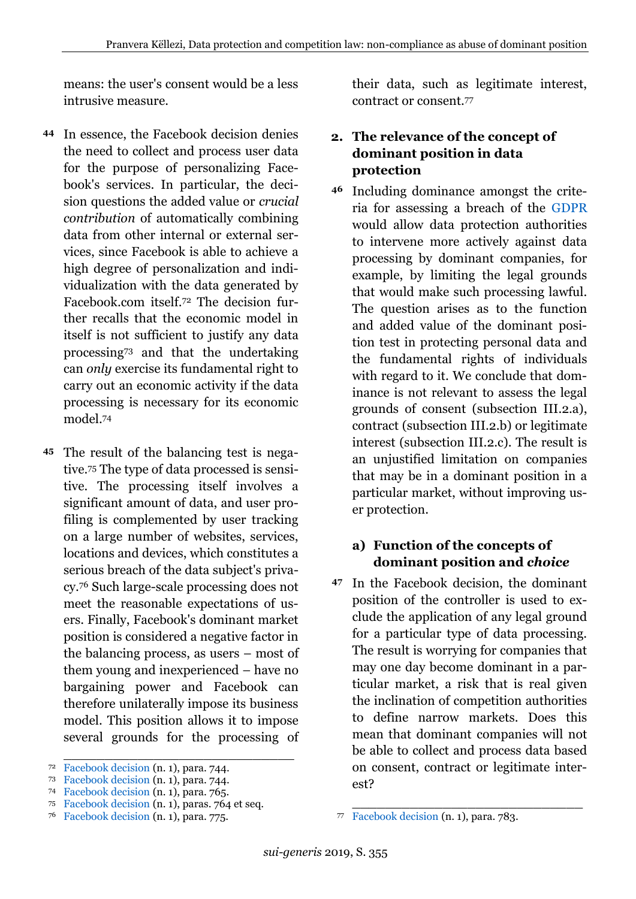means: the user's consent would be a less intrusive measure.

**44** In essence, the Facebook decision denies the need to collect and process user data for the purpose of personalizing Facebook's services. In particular, the decision questions the added value or *crucial contribution* of automatically combining data from other internal or external services, since Facebook is able to achieve a high degree of personalization and individualization with the data generated by Facebook.com itself.[72] The decision further recalls that the economic model in itself is not sufficient to justify any data processing[73] and that the undertaking can *only* exercise its fundamental right to carry out an economic activity if the data processing is necessary for its economic model.[74]

**45** The result of the balancing test is negative.[75] The type of data processed is sensitive. The processing itself involves a significant amount of data, and user profiling is complemented by user tracking on a large number of websites, services, locations and devices, which constitutes a serious breach of the data subject's privacy.[76] Such large-scale processing does not meet the reasonable expectations of users. Finally, Facebook's dominant market position is considered a negative factor in the balancing process, as users – most of them young and inexperienced – have no bargaining power and Facebook can therefore unilaterally impose its business model. This position allows it to impose several grounds for the processing of their data, such as legitimate interest, contract or consent.[77]

## 2. The relevance of the concept of dominant position in data protection

**46** Including dominance amongst the criteria for assessing a breach of the GDPR would allow data protection authorities to intervene more actively against data processing by dominant companies, for example, by limiting the legal grounds that would make such processing lawful. The question arises as to the function and added value of the dominant position test in protecting personal data and the fundamental rights of individuals with regard to it. We conclude that dominance is not relevant to assess the legal grounds of consent (subsection III.2.a), contract (subsection III.2.b) or legitimate interest (subsection III.2.c). The result is an unjustified limitation on companies that may be in a dominant position in a particular market, without improving user protection.

### a) Function of the concepts of dominant position and *choice*

**47** In the Facebook decision, the dominant position of the controller is used to exclude the application of any legal ground for a particular type of data processing. The result is worrying for companies that may one day become dominant in a particular market, a risk that is real given the inclination of competition authorities to define narrow markets. Does this mean that dominant companies will not be able to collect and process data based on consent, contract or legitimate interest?

---

[72] Facebook decision (n. 1), para. 744.

[73] Facebook decision (n. 1), para. 744.

[74] Facebook decision (n. 1), para. 765.

[75] Facebook decision (n. 1), paras. 764 et seq.

[76] Facebook decision (n. 1), para. 775.

[77] Facebook decision (n. 1), para. 783.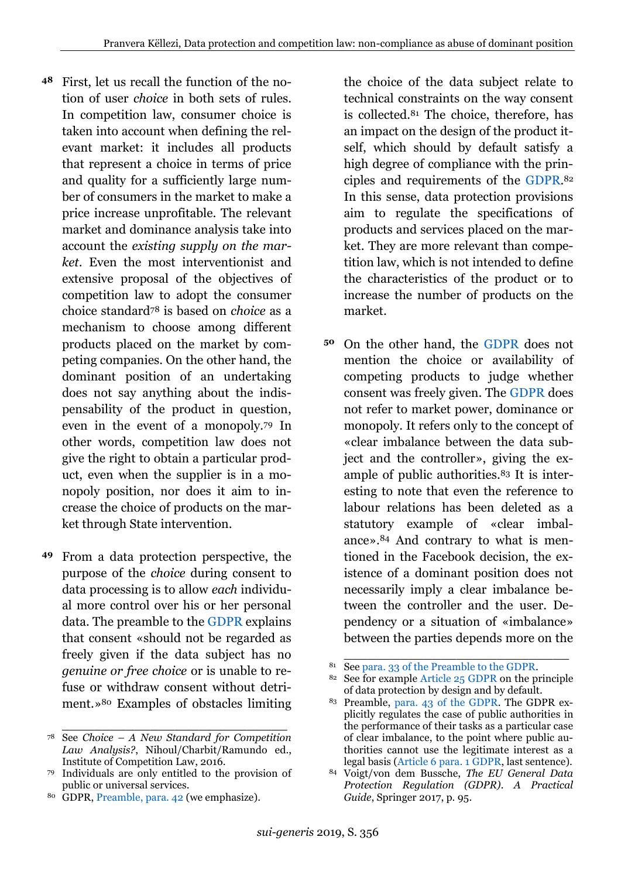**48** First, let us recall the function of the notion of user *choice* in both sets of rules. In competition law, consumer choice is taken into account when defining the relevant market: it includes all products that represent a choice in terms of price and quality for a sufficiently large number of consumers in the market to make a price increase unprofitable. The relevant market and dominance analysis take into account the *existing supply on the market*. Even the most interventionist and extensive proposal of the objectives of competition law to adopt the consumer choice standard[78] is based on *choice* as a mechanism to choose among different products placed on the market by competing companies. On the other hand, the dominant position of an undertaking does not say anything about the indispensability of the product in question, even in the event of a monopoly.[79] In other words, competition law does not give the right to obtain a particular product, even when the supplier is in a monopoly position, nor does it aim to increase the choice of products on the market through State intervention.

**49** From a data protection perspective, the purpose of the *choice* during consent to data processing is to allow *each* individual more control over his or her personal data. The preamble to the GDPR explains that consent «should not be regarded as freely given if the data subject has no *genuine or free choice* or is unable to refuse or withdraw consent without detriment.»[80] Examples of obstacles limiting the choice of the data subject relate to technical constraints on the way consent is collected.[81] The choice, therefore, has an impact on the design of the product itself, which should by default satisfy a high degree of compliance with the principles and requirements of the GDPR.[82] In this sense, data protection provisions aim to regulate the specifications of products and services placed on the market. They are more relevant than competition law, which is not intended to define the characteristics of the product or to increase the number of products on the market.

**50** On the other hand, the GDPR does not mention the choice or availability of competing products to judge whether consent was freely given. The GDPR does not refer to market power, dominance or monopoly. It refers only to the concept of «clear imbalance between the data subject and the controller», giving the example of public authorities.[83] It is interesting to note that even the reference to labour relations has been deleted as a statutory example of «clear imbalance».[84] And contrary to what is mentioned in the Facebook decision, the existence of a dominant position does not necessarily imply a clear imbalance between the controller and the user. Dependency or a situation of «imbalance» between the parties depends more on the

---

[78] See *Choice – A New Standard for Competition Law Analysis?*, Nihoul/Charbit/Ramundo ed., Institute of Competition Law, 2016.

[79] Individuals are only entitled to the provision of public or universal services.

[80] GDPR, Preamble, para. 42 (we emphasize).

[81] See para. 33 of the Preamble to the GDPR.

[82] See for example Article 25 GDPR on the principle of data protection by design and by default.

[83] Preamble, para. 43 of the GDPR. The GDPR explicitly regulates the case of public authorities in the performance of their tasks as a particular case of clear imbalance, to the point where public authorities cannot use the legitimate interest as a legal basis (Article 6 para. 1 GDPR, last sentence).

[84] Voigt/von dem Bussche, *The EU General Data Protection Regulation (GDPR). A Practical Guide*, Springer 2017, p. 95.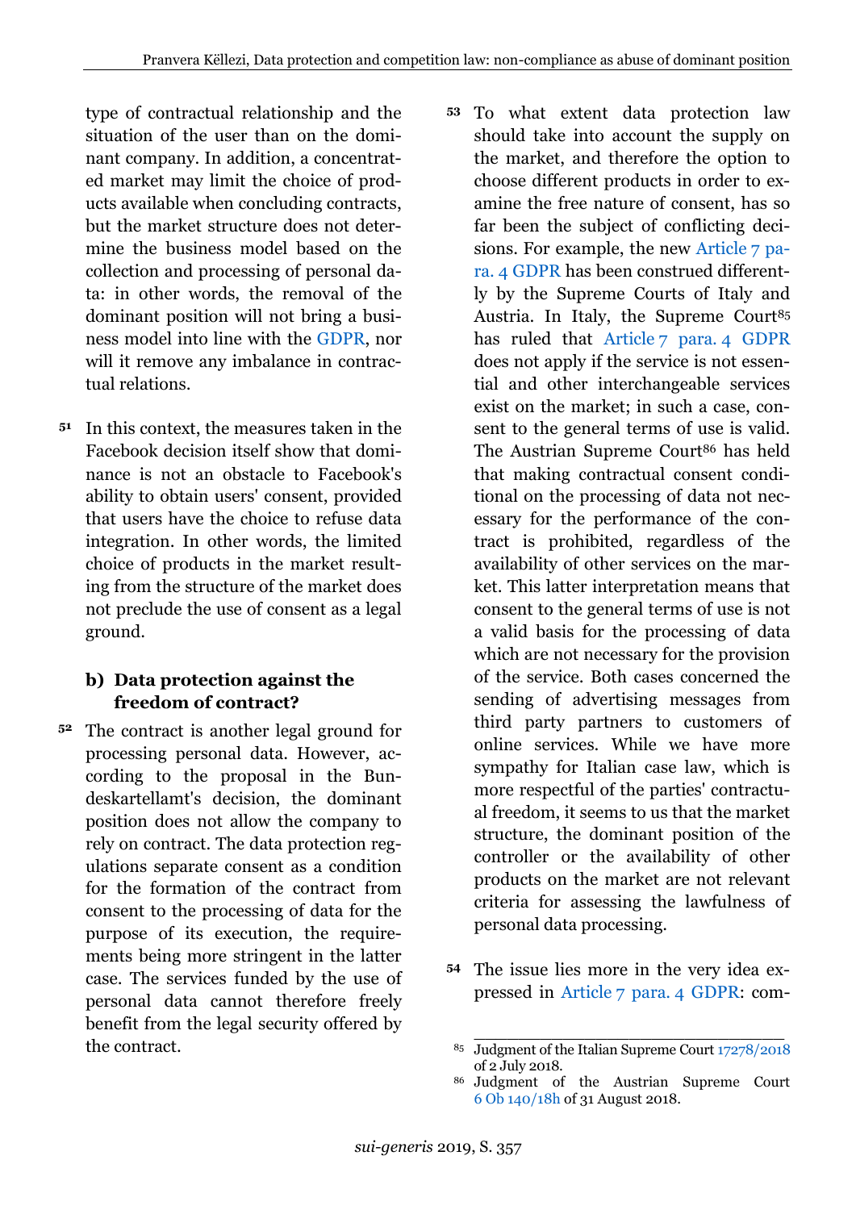type of contractual relationship and the situation of the user than on the dominant company. In addition, a concentrated market may limit the choice of products available when concluding contracts, but the market structure does not determine the business model based on the collection and processing of personal data: in other words, the removal of the dominant position will not bring a business model into line with the GDPR, nor will it remove any imbalance in contractual relations.

51 In this context, the measures taken in the Facebook decision itself show that dominance is not an obstacle to Facebook's ability to obtain users' consent, provided that users have the choice to refuse data integration. In other words, the limited choice of products in the market resulting from the structure of the market does not preclude the use of consent as a legal ground.

### b) Data protection against the freedom of contract?

52 The contract is another legal ground for processing personal data. However, according to the proposal in the Bundeskartellamt's decision, the dominant position does not allow the company to rely on contract. The data protection regulations separate consent as a condition for the formation of the contract from consent to the processing of data for the purpose of its execution, the requirements being more stringent in the latter case. The services funded by the use of personal data cannot therefore freely benefit from the legal security offered by the contract.

53 To what extent data protection law should take into account the supply on the market, and therefore the option to choose different products in order to examine the free nature of consent, has so far been the subject of conflicting decisions. For example, the new Article 7 para. 4 GDPR has been construed differently by the Supreme Courts of Italy and Austria. In Italy, the Supreme Court[85] has ruled that Article 7 para. 4 GDPR does not apply if the service is not essential and other interchangeable services exist on the market; in such a case, consent to the general terms of use is valid. The Austrian Supreme Court[86] has held that making contractual consent conditional on the processing of data not necessary for the performance of the contract is prohibited, regardless of the availability of other services on the market. This latter interpretation means that consent to the general terms of use is not a valid basis for the processing of data which are not necessary for the provision of the service. Both cases concerned the sending of advertising messages from third party partners to customers of online services. While we have more sympathy for Italian case law, which is more respectful of the parties' contractual freedom, it seems to us that the market structure, the dominant position of the controller or the availability of other products on the market are not relevant criteria for assessing the lawfulness of personal data processing.

54 The issue lies more in the very idea expressed in Article 7 para. 4 GDPR: com-

[85] Judgment of the Italian Supreme Court 17278/2018 of 2 July 2018.

[86] Judgment of the Austrian Supreme Court 6 Ob 140/18h of 31 August 2018.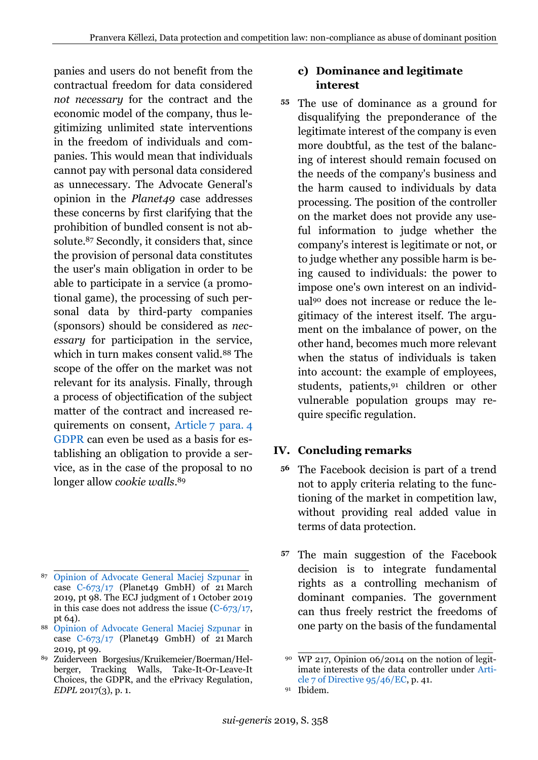panies and users do not benefit from the contractual freedom for data considered *not necessary* for the contract and the economic model of the company, thus legitimizing unlimited state interventions in the freedom of individuals and companies. This would mean that individuals cannot pay with personal data considered as unnecessary. The Advocate General's opinion in the *Planet49* case addresses these concerns by first clarifying that the prohibition of bundled consent is not absolute.[87] Secondly, it considers that, since the provision of personal data constitutes the user's main obligation in order to be able to participate in a service (a promotional game), the processing of such personal data by third-party companies (sponsors) should be considered as *necessary* for participation in the service, which in turn makes consent valid.[88] The scope of the offer on the market was not relevant for its analysis. Finally, through a process of objectification of the subject matter of the contract and increased requirements on consent, Article 7 para. 4 GDPR can even be used as a basis for establishing an obligation to provide a service, as in the case of the proposal to no longer allow *cookie walls*.[89]

### c) Dominance and legitimate interest

**55** The use of dominance as a ground for disqualifying the preponderance of the legitimate interest of the company is even more doubtful, as the test of the balancing of interest should remain focused on the needs of the company's business and the harm caused to individuals by data processing. The position of the controller on the market does not provide any useful information to judge whether the company's interest is legitimate or not, or to judge whether any possible harm is being caused to individuals: the power to impose one's own interest on an individual[90] does not increase or reduce the legitimacy of the interest itself. The argument on the imbalance of power, on the other hand, becomes much more relevant when the status of individuals is taken into account: the example of employees, students, patients,[91] children or other vulnerable population groups may require specific regulation.

## IV. Concluding remarks

**56** The Facebook decision is part of a trend not to apply criteria relating to the functioning of the market in competition law, without providing real added value in terms of data protection.

**57** The main suggestion of the Facebook decision is to integrate fundamental rights as a controlling mechanism of dominant companies. The government can thus freely restrict the freedoms of one party on the basis of the fundamental

---

[87] Opinion of Advocate General Maciej Szpunar in case C-673/17 (Planet49 GmbH) of 21 March 2019, pt 98. The ECJ judgment of 1 October 2019 in this case does not address the issue (C-673/17, pt 64).

[88] Opinion of Advocate General Maciej Szpunar in case C-673/17 (Planet49 GmbH) of 21 March 2019, pt 99.

[89] Zuiderveen Borgesius/Kruikemeier/Boerman/Helberger, Tracking Walls, Take-It-Or-Leave-It Choices, the GDPR, and the ePrivacy Regulation, *EDPL* 2017(3), p. 1.

[90] WP 217, Opinion 06/2014 on the notion of legitimate interests of the data controller under Article 7 of Directive 95/46/EC, p. 41.

[91] Ibidem.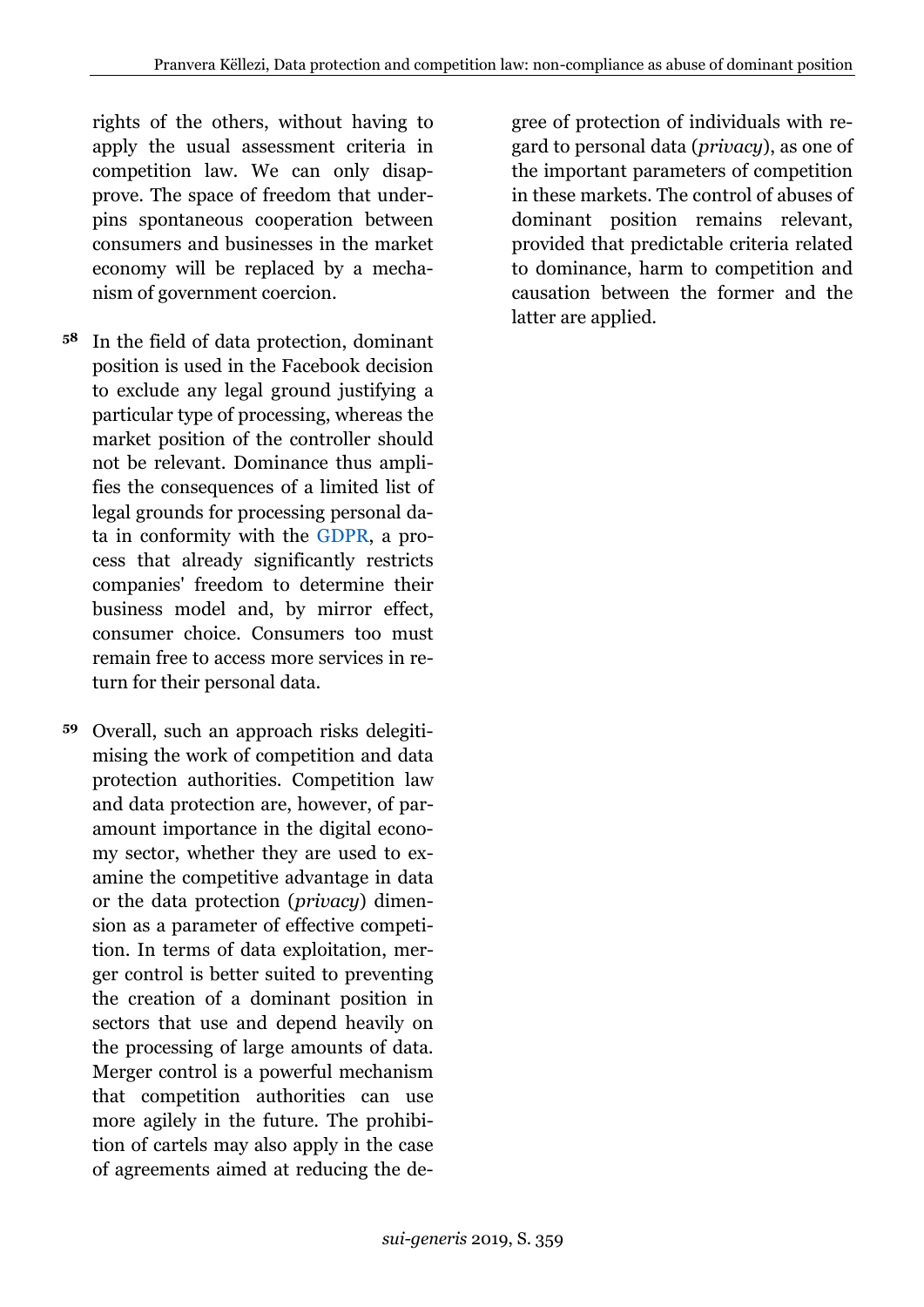rights of the others, without having to apply the usual assessment criteria in competition law. We can only disapprove. The space of freedom that underpins spontaneous cooperation between consumers and businesses in the market economy will be replaced by a mechanism of government coercion.

**58** In the field of data protection, dominant position is used in the Facebook decision to exclude any legal ground justifying a particular type of processing, whereas the market position of the controller should not be relevant. Dominance thus amplifies the consequences of a limited list of legal grounds for processing personal data in conformity with the GDPR, a process that already significantly restricts companies' freedom to determine their business model and, by mirror effect, consumer choice. Consumers too must remain free to access more services in return for their personal data.

**59** Overall, such an approach risks delegitimising the work of competition and data protection authorities. Competition law and data protection are, however, of paramount importance in the digital economy sector, whether they are used to examine the competitive advantage in data or the data protection (*privacy*) dimension as a parameter of effective competition. In terms of data exploitation, merger control is better suited to preventing the creation of a dominant position in sectors that use and depend heavily on the processing of large amounts of data. Merger control is a powerful mechanism that competition authorities can use more agilely in the future. The prohibition of cartels may also apply in the case of agreements aimed at reducing the degree of protection of individuals with regard to personal data (*privacy*), as one of the important parameters of competition in these markets. The control of abuses of dominant position remains relevant, provided that predictable criteria related to dominance, harm to competition and causation between the former and the latter are applied.